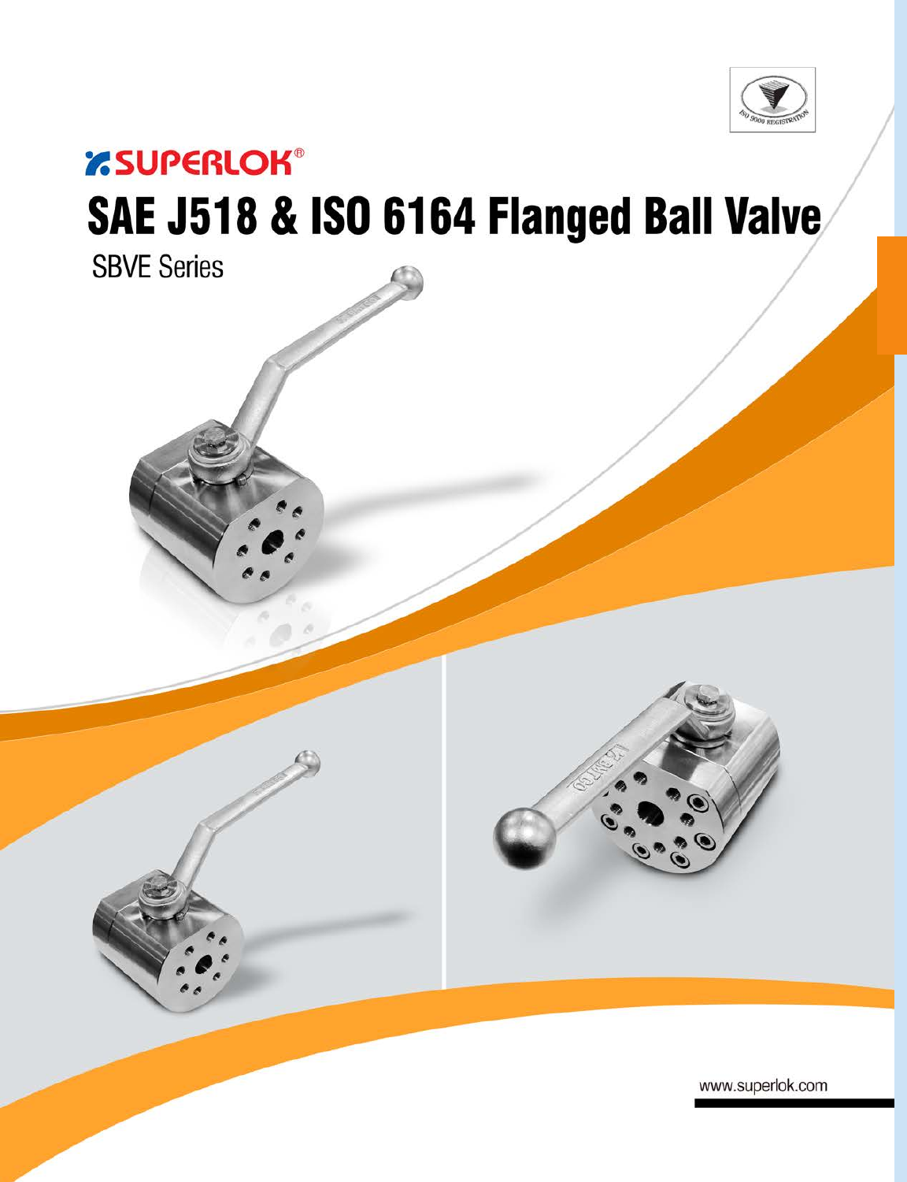# SUPERLOK®

# SAE J518 & ISO 6164 Flanged Ball Valve

SBVE Series

www.superlok.com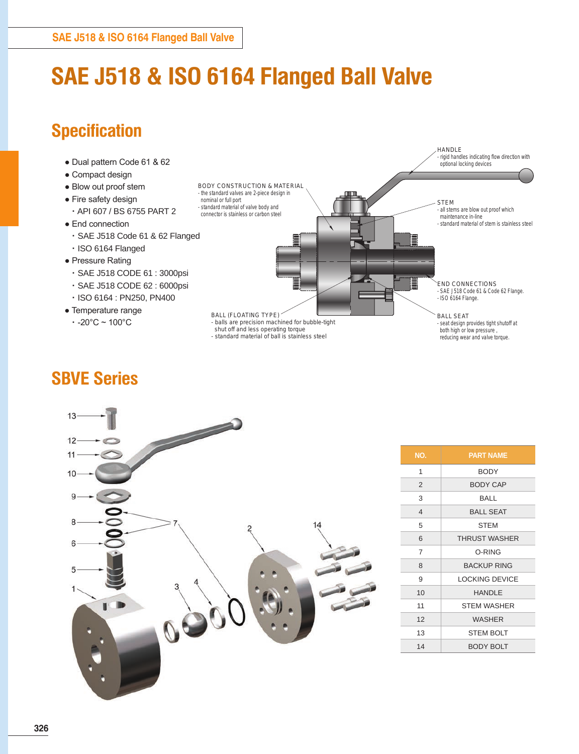# SAE J518 & ISO 6164 Flanged Ball Valve

## Specification

- Dual pattern Code 61 & 62
- Compact design
- Blow out proof stem
- Fire safety design
  - API 607 / BS 6755 PART 2
- End connection
  - SAE J518 Code 61 & 62 Flanged
  - ISO 6164 Flanged
- Pressure Rating
  - SAE J518 CODE 61 : 3000psi
  - SAE J518 CODE 62 : 6000psi
  - ISO 6164 : PN250, PN400
- Temperature range
  - -20°C ~ 100°C

HANDLE
- rigid handles indicating flow direction with optional locking devices

BODY CONSTRUCTION & MATERIAL
- the standard valves are 2-piece design in nominal or full port
- standard material of valve body and connector is stainless or carbon steel

STEM
- all stems are blow out proof which maintenance in-line
- standard material of stem is stainless steel

END CONNECTIONS
- SAE J518 Code 61 & Code 62 Flange.
- ISO 6164 Flange.

BALL (FLOATING TYPE)
- balls are precision machined for bubble-tight shut off and less operating torque
- standard material of ball is stainless steel

BALL SEAT
- seat design provides tight shutoff at both high or low pressure , reducing wear and valve torque.

## SBVE Series

| NO. | PART NAME |
|---|---|
| 1 | BODY |
| 2 | BODY CAP |
| 3 | BALL |
| 4 | BALL SEAT |
| 5 | STEM |
| 6 | THRUST WASHER |
| 7 | O-RING |
| 8 | BACKUP RING |
| 9 | LOCKING DEVICE |
| 10 | HANDLE |
| 11 | STEM WASHER |
| 12 | WASHER |
| 13 | STEM BOLT |
| 14 | BODY BOLT |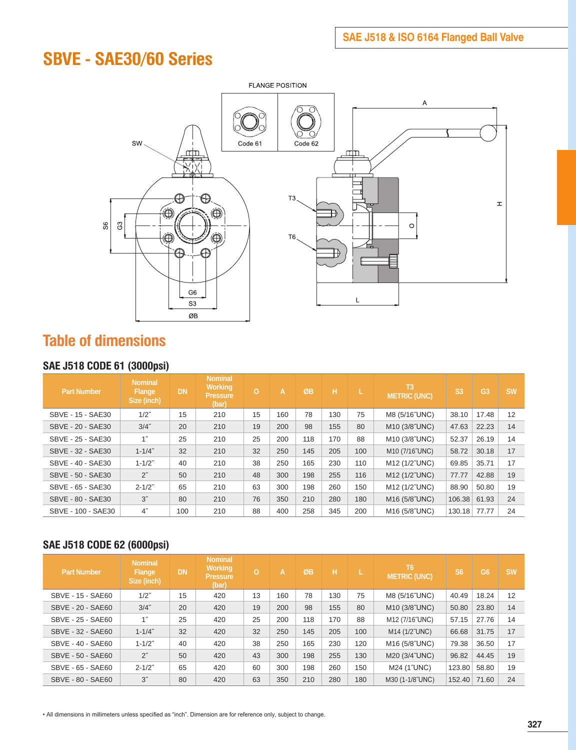# SBVE - SAE30/60 Series

FLANGE POSITION

Code 61 Code 62

## Table of dimensions

### SAE J518 CODE 61 (3000psi)

| Part Number | Nominal Flange Size (inch) | DN | Nominal Working Pressure (bar) | O | A | ØB | H | L | T3 METRIC (UNC) | S3 | G3 | SW |
|---|---|---|---|---|---|---|---|---|---|---|---|---|
| SBVE - 15 - SAE30 | 1/2˝ | 15 | 210 | 15 | 160 | 78 | 130 | 75 | M8 (5/16˝UNC) | 38.10 | 17.48 | 12 |
| SBVE - 20 - SAE30 | 3/4˝ | 20 | 210 | 19 | 200 | 98 | 155 | 80 | M10 (3/8˝UNC) | 47.63 | 22.23 | 14 |
| SBVE - 25 - SAE30 | 1˝ | 25 | 210 | 25 | 200 | 118 | 170 | 88 | M10 (3/8˝UNC) | 52.37 | 26.19 | 14 |
| SBVE - 32 - SAE30 | 1-1/4˝ | 32 | 210 | 32 | 250 | 145 | 205 | 100 | M10 (7/16˝UNC) | 58.72 | 30.18 | 17 |
| SBVE - 40 - SAE30 | 1-1/2˝ | 40 | 210 | 38 | 250 | 165 | 230 | 110 | M12 (1/2˝UNC) | 69.85 | 35.71 | 17 |
| SBVE - 50 - SAE30 | 2˝ | 50 | 210 | 48 | 300 | 198 | 255 | 116 | M12 (1/2˝UNC) | 77.77 | 42.88 | 19 |
| SBVE - 65 - SAE30 | 2-1/2˝ | 65 | 210 | 63 | 300 | 198 | 260 | 150 | M12 (1/2˝UNC) | 88.90 | 50.80 | 19 |
| SBVE - 80 - SAE30 | 3˝ | 80 | 210 | 76 | 350 | 210 | 280 | 180 | M16 (5/8˝UNC) | 106.38 | 61.93 | 24 |
| SBVE - 100 - SAE30 | 4˝ | 100 | 210 | 88 | 400 | 258 | 345 | 200 | M16 (5/8˝UNC) | 130.18 | 77.77 | 24 |

### SAE J518 CODE 62 (6000psi)

| Part Number | Nominal Flange Size (inch) | DN | Nominal Working Pressure (bar) | O | A | ØB | H | L | T6 METRIC (UNC) | S6 | G6 | SW |
|---|---|---|---|---|---|---|---|---|---|---|---|---|
| SBVE - 15 - SAE60 | 1/2˝ | 15 | 420 | 13 | 160 | 78 | 130 | 75 | M8 (5/16˝UNC) | 40.49 | 18.24 | 12 |
| SBVE - 20 - SAE60 | 3/4˝ | 20 | 420 | 19 | 200 | 98 | 155 | 80 | M10 (3/8˝UNC) | 50.80 | 23.80 | 14 |
| SBVE - 25 - SAE60 | 1˝ | 25 | 420 | 25 | 200 | 118 | 170 | 88 | M12 (7/16˝UNC) | 57.15 | 27.76 | 14 |
| SBVE - 32 - SAE60 | 1-1/4˝ | 32 | 420 | 32 | 250 | 145 | 205 | 100 | M14 (1/2˝UNC) | 66.68 | 31.75 | 17 |
| SBVE - 40 - SAE60 | 1-1/2˝ | 40 | 420 | 38 | 250 | 165 | 230 | 120 | M16 (5/8˝UNC) | 79.38 | 36.50 | 17 |
| SBVE - 50 - SAE60 | 2˝ | 50 | 420 | 43 | 300 | 198 | 255 | 130 | M20 (3/4˝UNC) | 96.82 | 44.45 | 19 |
| SBVE - 65 - SAE60 | 2-1/2˝ | 65 | 420 | 60 | 300 | 198 | 260 | 150 | M24 (1˝UNC) | 123.80 | 58.80 | 19 |
| SBVE - 80 - SAE60 | 3˝ | 80 | 420 | 63 | 350 | 210 | 280 | 180 | M30 (1-1/8˝UNC) | 152.40 | 71.60 | 24 |

• All dimensions in millimeters unless specified as "inch". Dimension are for reference only, subject to change.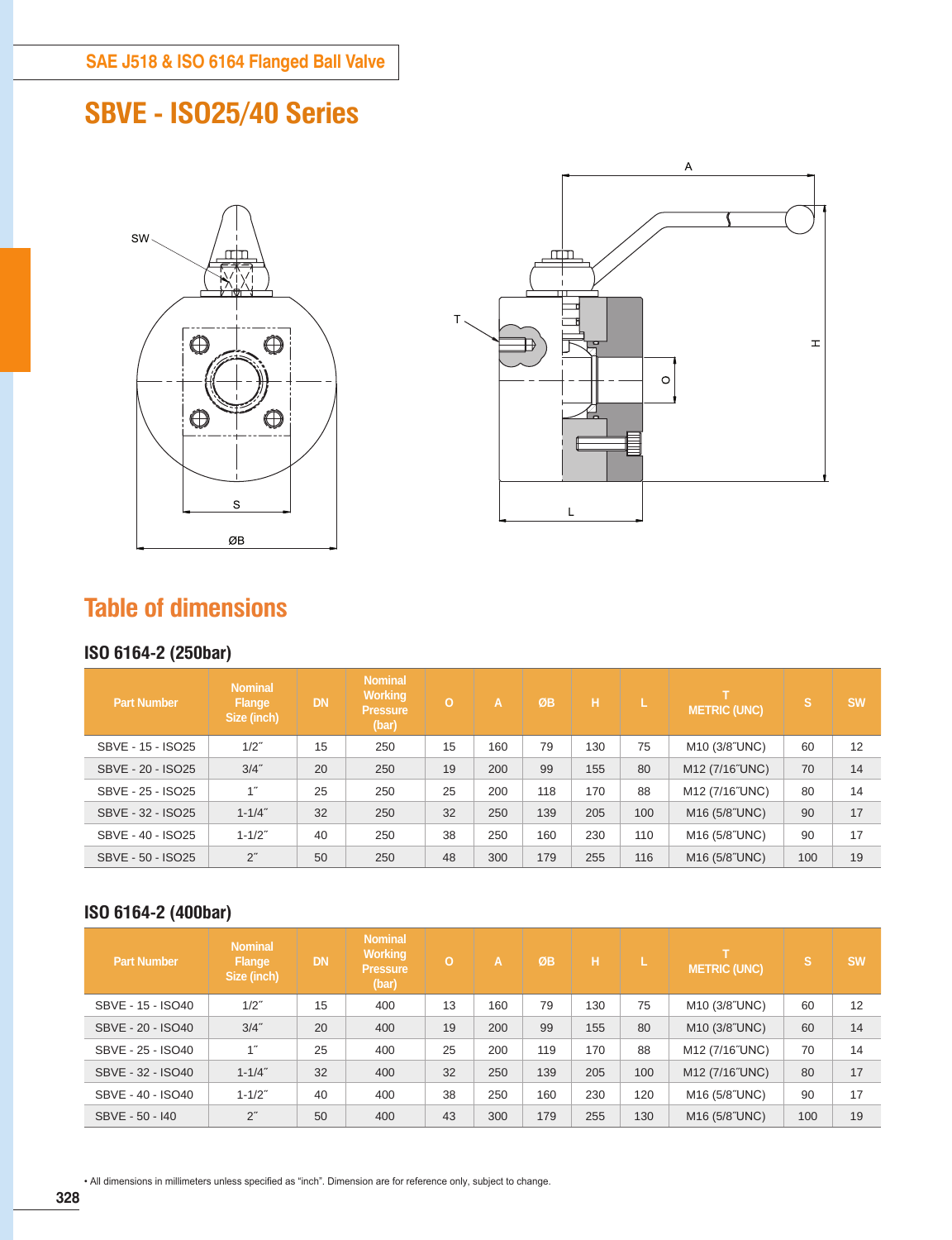SAE J518 & ISO 6164 Flanged Ball Valve

# SBVE - ISO25/40 Series

## Table of dimensions

### ISO 6164-2 (250bar)

| Part Number | Nominal Flange Size (inch) | DN | Nominal Working Pressure (bar) | O | A | ØB | H | L | T METRIC (UNC) | S | SW |
|---|---|---|---|---|---|---|---|---|---|---|---|
| SBVE - 15 - ISO25 | 1/2˝ | 15 | 250 | 15 | 160 | 79 | 130 | 75 | M10 (3/8˝UNC) | 60 | 12 |
| SBVE - 20 - ISO25 | 3/4˝ | 20 | 250 | 19 | 200 | 99 | 155 | 80 | M12 (7/16˝UNC) | 70 | 14 |
| SBVE - 25 - ISO25 | 1˝ | 25 | 250 | 25 | 200 | 118 | 170 | 88 | M12 (7/16˝UNC) | 80 | 14 |
| SBVE - 32 - ISO25 | 1-1/4˝ | 32 | 250 | 32 | 250 | 139 | 205 | 100 | M16 (5/8˝UNC) | 90 | 17 |
| SBVE - 40 - ISO25 | 1-1/2˝ | 40 | 250 | 38 | 250 | 160 | 230 | 110 | M16 (5/8˝UNC) | 90 | 17 |
| SBVE - 50 - ISO25 | 2˝ | 50 | 250 | 48 | 300 | 179 | 255 | 116 | M16 (5/8˝UNC) | 100 | 19 |

### ISO 6164-2 (400bar)

| Part Number | Nominal Flange Size (inch) | DN | Nominal Working Pressure (bar) | O | A | ØB | H | L | T METRIC (UNC) | S | SW |
|---|---|---|---|---|---|---|---|---|---|---|---|
| SBVE - 15 - ISO40 | 1/2˝ | 15 | 400 | 13 | 160 | 79 | 130 | 75 | M10 (3/8˝UNC) | 60 | 12 |
| SBVE - 20 - ISO40 | 3/4˝ | 20 | 400 | 19 | 200 | 99 | 155 | 80 | M10 (3/8˝UNC) | 60 | 14 |
| SBVE - 25 - ISO40 | 1˝ | 25 | 400 | 25 | 200 | 119 | 170 | 88 | M12 (7/16˝UNC) | 70 | 14 |
| SBVE - 32 - ISO40 | 1-1/4˝ | 32 | 400 | 32 | 250 | 139 | 205 | 100 | M12 (7/16˝UNC) | 80 | 17 |
| SBVE - 40 - ISO40 | 1-1/2˝ | 40 | 400 | 38 | 250 | 160 | 230 | 120 | M16 (5/8˝UNC) | 90 | 17 |
| SBVE - 50 - I40 | 2˝ | 50 | 400 | 43 | 300 | 179 | 255 | 130 | M16 (5/8˝UNC) | 100 | 19 |

• All dimensions in millimeters unless specified as "inch". Dimension are for reference only, subject to change.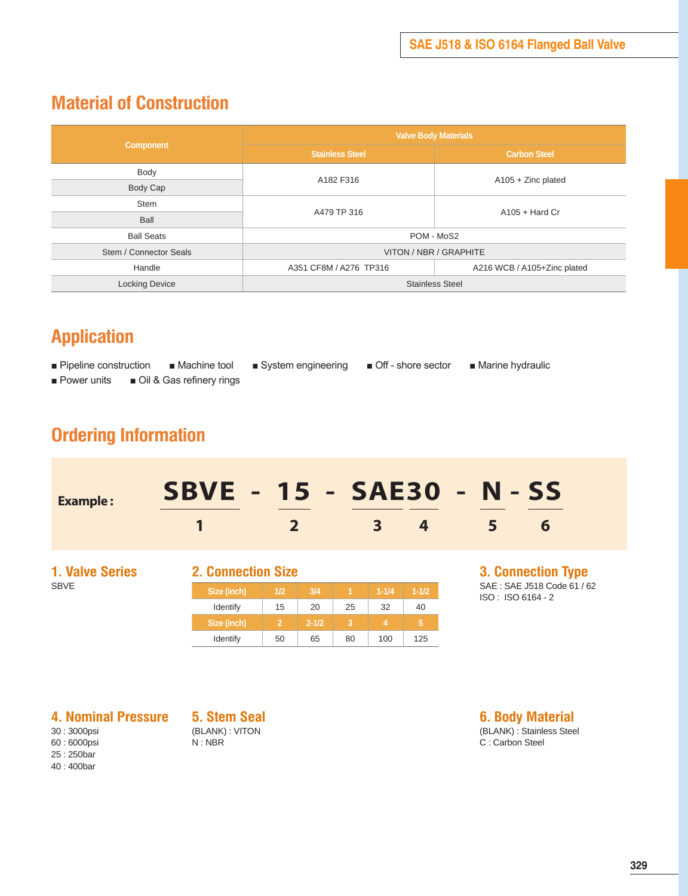# SAE J518 & ISO 6164 Flanged Ball Valve

## Material of Construction

| Component | Valve Body Materials | |
|---|---|---|
| | Stainless Steel | Carbon Steel |
| Body | A182 F316 | A105 + Zinc plated |
| Body Cap | | |
| Stem | A479 TP 316 | A105 + Hard Cr |
| Ball | | |
| Ball Seats | POM - MoS2 | |
| Stem / Connector Seals | VITON / NBR / GRAPHITE | |
| Handle | A351 CF8M / A276 TP316 | A216 WCB / A105+Zinc plated |
| Locking Device | Stainless Steel | |

## Application

- Pipeline construction
- Machine tool
- System engineering
- Off - shore sector
- Marine hydraulic
- Power units
- Oil & Gas refinery rings

## Ordering Information

**Example :** SBVE - 15 - SAE30 - N - SS

| SBVE | 15 | SAE | 30 | N | SS |
|---|---|---|---|---|---|
| 1 | 2 | 3 | 4 | 5 | 6 |

### 1. Valve Series

SBVE

### 2. Connection Size

| Size (inch) | 1/2 | 3/4 | 1 | 1-1/4 | 1-1/2 |
|---|---|---|---|---|---|
| Identify | 15 | 20 | 25 | 32 | 40 |
| **Size (inch)** | **2** | **2-1/2** | **3** | **4** | **5** |
| Identify | 50 | 65 | 80 | 100 | 125 |

### 3. Connection Type

SAE : SAE J518 Code 61 / 62
ISO : ISO 6164 - 2

### 4. Nominal Pressure

30 : 3000psi
60 : 6000psi
25 : 250bar
40 : 400bar

### 5. Stem Seal

(BLANK) : VITON
N : NBR

### 6. Body Material

(BLANK) : Stainless Steel
C : Carbon Steel